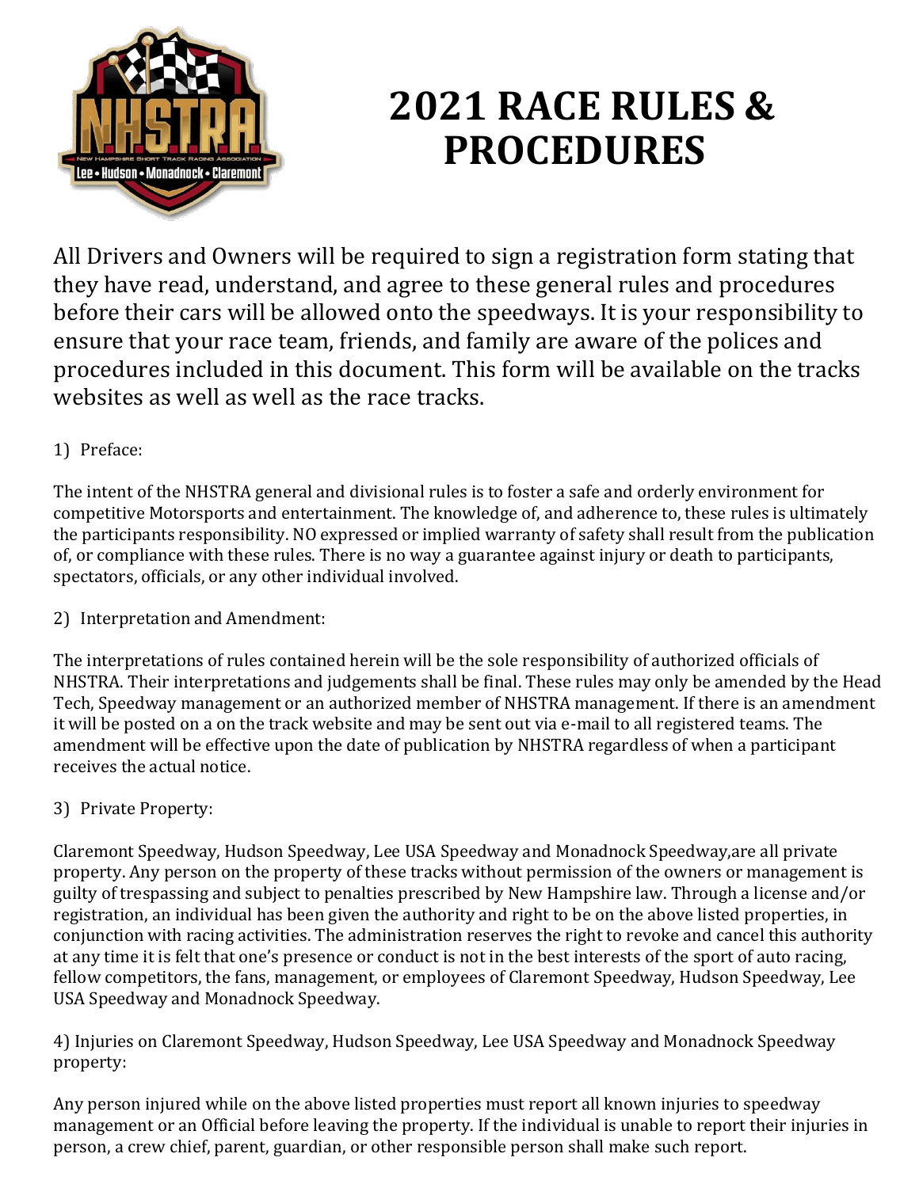# 2021 RACE RULES & PROCEDURES

All Drivers and Owners will be required to sign a registration form stating that they have read, understand, and agree to these general rules and procedures before their cars will be allowed onto the speedways. It is your responsibility to ensure that your race team, friends, and family are aware of the polices and procedures included in this document. This form will be available on the tracks websites as well as well as the race tracks.

1) Preface:

The intent of the NHSTRA general and divisional rules is to foster a safe and orderly environment for competitive Motorsports and entertainment. The knowledge of, and adherence to, these rules is ultimately the participants responsibility. NO expressed or implied warranty of safety shall result from the publication of, or compliance with these rules. There is no way a guarantee against injury or death to participants, spectators, officials, or any other individual involved.

2) Interpretation and Amendment:

The interpretations of rules contained herein will be the sole responsibility of authorized officials of NHSTRA. Their interpretations and judgements shall be final. These rules may only be amended by the Head Tech, Speedway management or an authorized member of NHSTRA management. If there is an amendment it will be posted on a on the track website and may be sent out via e-mail to all registered teams. The amendment will be effective upon the date of publication by NHSTRA regardless of when a participant receives the actual notice.

3) Private Property:

Claremont Speedway, Hudson Speedway, Lee USA Speedway and Monadnock Speedway,are all private property. Any person on the property of these tracks without permission of the owners or management is guilty of trespassing and subject to penalties prescribed by New Hampshire law. Through a license and/or registration, an individual has been given the authority and right to be on the above listed properties, in conjunction with racing activities. The administration reserves the right to revoke and cancel this authority at any time it is felt that one's presence or conduct is not in the best interests of the sport of auto racing, fellow competitors, the fans, management, or employees of Claremont Speedway, Hudson Speedway, Lee USA Speedway and Monadnock Speedway.

4) Injuries on Claremont Speedway, Hudson Speedway, Lee USA Speedway and Monadnock Speedway property:

Any person injured while on the above listed properties must report all known injuries to speedway management or an Official before leaving the property. If the individual is unable to report their injuries in person, a crew chief, parent, guardian, or other responsible person shall make such report.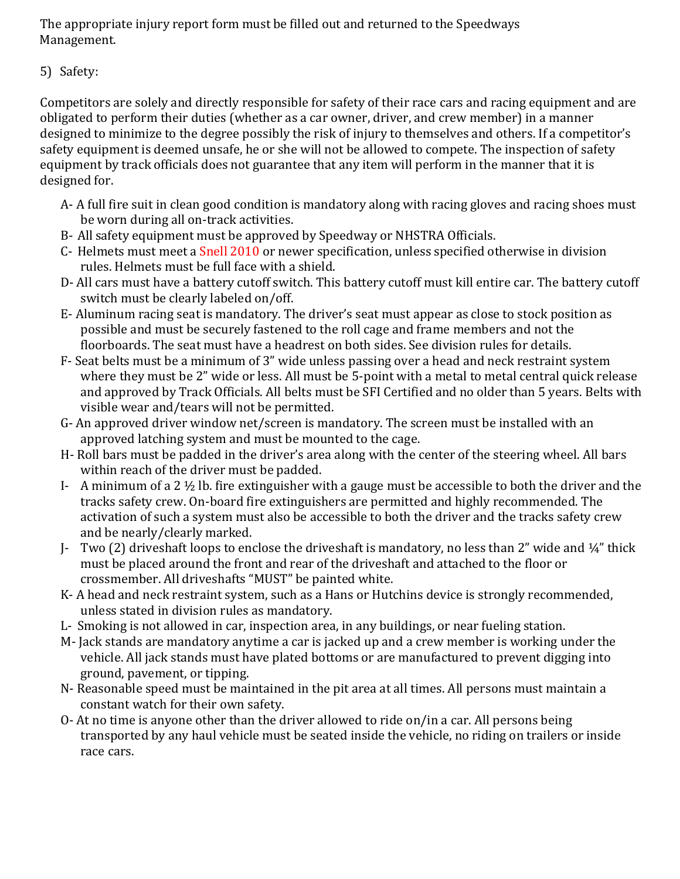The appropriate injury report form must be filled out and returned to the Speedways Management.

5) Safety:

Competitors are solely and directly responsible for safety of their race cars and racing equipment and are obligated to perform their duties (whether as a car owner, driver, and crew member) in a manner designed to minimize to the degree possibly the risk of injury to themselves and others. If a competitor's safety equipment is deemed unsafe, he or she will not be allowed to compete. The inspection of safety equipment by track officials does not guarantee that any item will perform in the manner that it is designed for.

- A- A full fire suit in clean good condition is mandatory along with racing gloves and racing shoes must be worn during all on-track activities.
- B- All safety equipment must be approved by Speedway or NHSTRA Officials.
- C- Helmets must meet a Snell 2010 or newer specification, unless specified otherwise in division rules. Helmets must be full face with a shield.
- D- All cars must have a battery cutoff switch. This battery cutoff must kill entire car. The battery cutoff switch must be clearly labeled on/off.
- E- Aluminum racing seat is mandatory. The driver's seat must appear as close to stock position as possible and must be securely fastened to the roll cage and frame members and not the floorboards. The seat must have a headrest on both sides. See division rules for details.
- F- Seat belts must be a minimum of 3" wide unless passing over a head and neck restraint system where they must be 2" wide or less. All must be 5-point with a metal to metal central quick release and approved by Track Officials. All belts must be SFI Certified and no older than 5 years. Belts with visible wear and/tears will not be permitted.
- G- An approved driver window net/screen is mandatory. The screen must be installed with an approved latching system and must be mounted to the cage.
- H- Roll bars must be padded in the driver's area along with the center of the steering wheel. All bars within reach of the driver must be padded.
- I- A minimum of a 2 ½ lb. fire extinguisher with a gauge must be accessible to both the driver and the tracks safety crew. On-board fire extinguishers are permitted and highly recommended. The activation of such a system must also be accessible to both the driver and the tracks safety crew and be nearly/clearly marked.
- J- Two (2) driveshaft loops to enclose the driveshaft is mandatory, no less than 2" wide and ¼" thick must be placed around the front and rear of the driveshaft and attached to the floor or crossmember. All driveshafts "MUST" be painted white.
- K- A head and neck restraint system, such as a Hans or Hutchins device is strongly recommended, unless stated in division rules as mandatory.
- L- Smoking is not allowed in car, inspection area, in any buildings, or near fueling station.
- M- Jack stands are mandatory anytime a car is jacked up and a crew member is working under the vehicle. All jack stands must have plated bottoms or are manufactured to prevent digging into ground, pavement, or tipping.
- N- Reasonable speed must be maintained in the pit area at all times. All persons must maintain a constant watch for their own safety.
- O- At no time is anyone other than the driver allowed to ride on/in a car. All persons being transported by any haul vehicle must be seated inside the vehicle, no riding on trailers or inside race cars.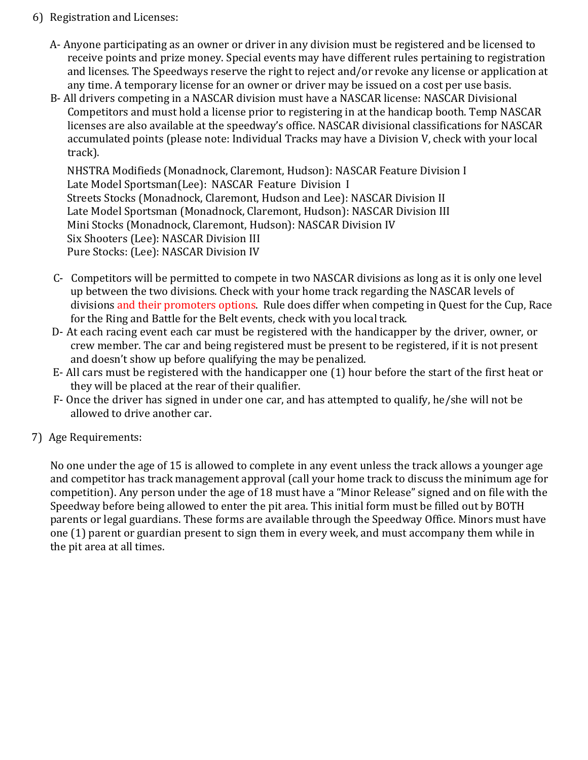6) Registration and Licenses:

A- Anyone participating as an owner or driver in any division must be registered and be licensed to receive points and prize money. Special events may have different rules pertaining to registration and licenses. The Speedways reserve the right to reject and/or revoke any license or application at any time. A temporary license for an owner or driver may be issued on a cost per use basis.

B- All drivers competing in a NASCAR division must have a NASCAR license: NASCAR Divisional Competitors and must hold a license prior to registering in at the handicap booth. Temp NASCAR licenses are also available at the speedway's office. NASCAR divisional classifications for NASCAR accumulated points (please note: Individual Tracks may have a Division V, check with your local track).

NHSTRA Modifieds (Monadnock, Claremont, Hudson): NASCAR Feature Division I
Late Model Sportsman(Lee): NASCAR Feature Division I
Streets Stocks (Monadnock, Claremont, Hudson and Lee): NASCAR Division II
Late Model Sportsman (Monadnock, Claremont, Hudson): NASCAR Division III
Mini Stocks (Monadnock, Claremont, Hudson): NASCAR Division IV
Six Shooters (Lee): NASCAR Division III
Pure Stocks: (Lee): NASCAR Division IV

C- Competitors will be permitted to compete in two NASCAR divisions as long as it is only one level up between the two divisions. Check with your home track regarding the NASCAR levels of divisions and their promoters options. Rule does differ when competing in Quest for the Cup, Race for the Ring and Battle for the Belt events, check with you local track.

D- At each racing event each car must be registered with the handicapper by the driver, owner, or crew member. The car and being registered must be present to be registered, if it is not present and doesn't show up before qualifying the may be penalized.

E- All cars must be registered with the handicapper one (1) hour before the start of the first heat or they will be placed at the rear of their qualifier.

F- Once the driver has signed in under one car, and has attempted to qualify, he/she will not be allowed to drive another car.

7) Age Requirements:

No one under the age of 15 is allowed to complete in any event unless the track allows a younger age and competitor has track management approval (call your home track to discuss the minimum age for competition). Any person under the age of 18 must have a "Minor Release" signed and on file with the Speedway before being allowed to enter the pit area. This initial form must be filled out by BOTH parents or legal guardians. These forms are available through the Speedway Office. Minors must have one (1) parent or guardian present to sign them in every week, and must accompany them while in the pit area at all times.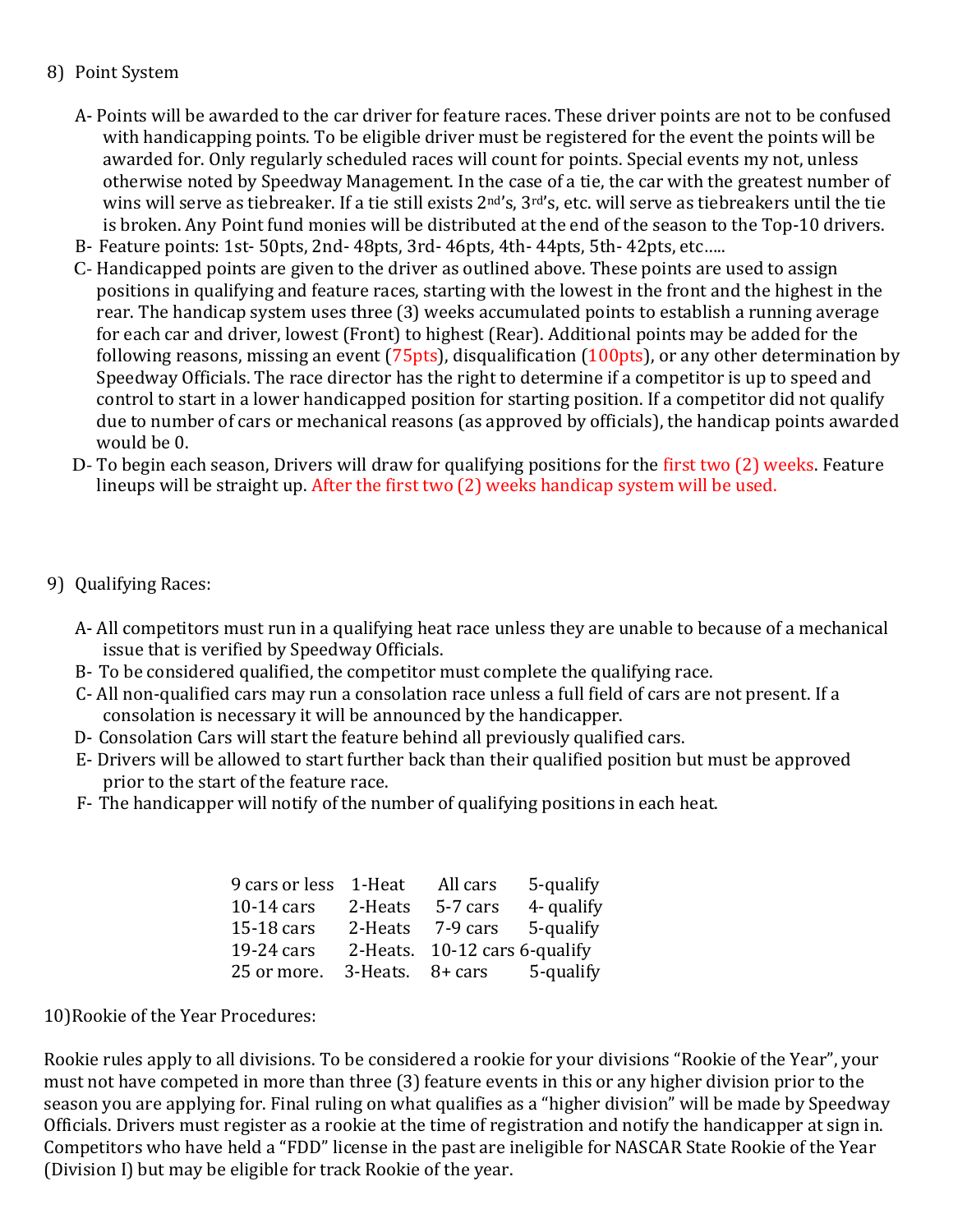8) Point System

A- Points will be awarded to the car driver for feature races. These driver points are not to be confused with handicapping points. To be eligible driver must be registered for the event the points will be awarded for. Only regularly scheduled races will count for points. Special events my not, unless otherwise noted by Speedway Management. In the case of a tie, the car with the greatest number of wins will serve as tiebreaker. If a tie still exists 2nd's, 3rd's, etc. will serve as tiebreakers until the tie is broken. Any Point fund monies will be distributed at the end of the season to the Top-10 drivers.

B- Feature points: 1st- 50pts, 2nd- 48pts, 3rd- 46pts, 4th- 44pts, 5th- 42pts, etc…..

C- Handicapped points are given to the driver as outlined above. These points are used to assign positions in qualifying and feature races, starting with the lowest in the front and the highest in the rear. The handicap system uses three (3) weeks accumulated points to establish a running average for each car and driver, lowest (Front) to highest (Rear). Additional points may be added for the following reasons, missing an event (75pts), disqualification (100pts), or any other determination by Speedway Officials. The race director has the right to determine if a competitor is up to speed and control to start in a lower handicapped position for starting position. If a competitor did not qualify due to number of cars or mechanical reasons (as approved by officials), the handicap points awarded would be 0.

D- To begin each season, Drivers will draw for qualifying positions for the first two (2) weeks. Feature lineups will be straight up. After the first two (2) weeks handicap system will be used.

9) Qualifying Races:

A- All competitors must run in a qualifying heat race unless they are unable to because of a mechanical issue that is verified by Speedway Officials.

B- To be considered qualified, the competitor must complete the qualifying race.

C- All non-qualified cars may run a consolation race unless a full field of cars are not present. If a consolation is necessary it will be announced by the handicapper.

D- Consolation Cars will start the feature behind all previously qualified cars.

E- Drivers will be allowed to start further back than their qualified position but must be approved prior to the start of the feature race.

F- The handicapper will notify of the number of qualifying positions in each heat.

| | | | |
|---|---|---|---|
| 9 cars or less | 1-Heat | All cars | 5-qualify |
| 10-14 cars | 2-Heats | 5-7 cars | 4- qualify |
| 15-18 cars | 2-Heats | 7-9 cars | 5-qualify |
| 19-24 cars | 2-Heats. | 10-12 cars | 6-qualify |
| 25 or more. | 3-Heats. | 8+ cars | 5-qualify |

10) Rookie of the Year Procedures:

Rookie rules apply to all divisions. To be considered a rookie for your divisions "Rookie of the Year", your must not have competed in more than three (3) feature events in this or any higher division prior to the season you are applying for. Final ruling on what qualifies as a "higher division" will be made by Speedway Officials. Drivers must register as a rookie at the time of registration and notify the handicapper at sign in. Competitors who have held a "FDD" license in the past are ineligible for NASCAR State Rookie of the Year (Division I) but may be eligible for track Rookie of the year.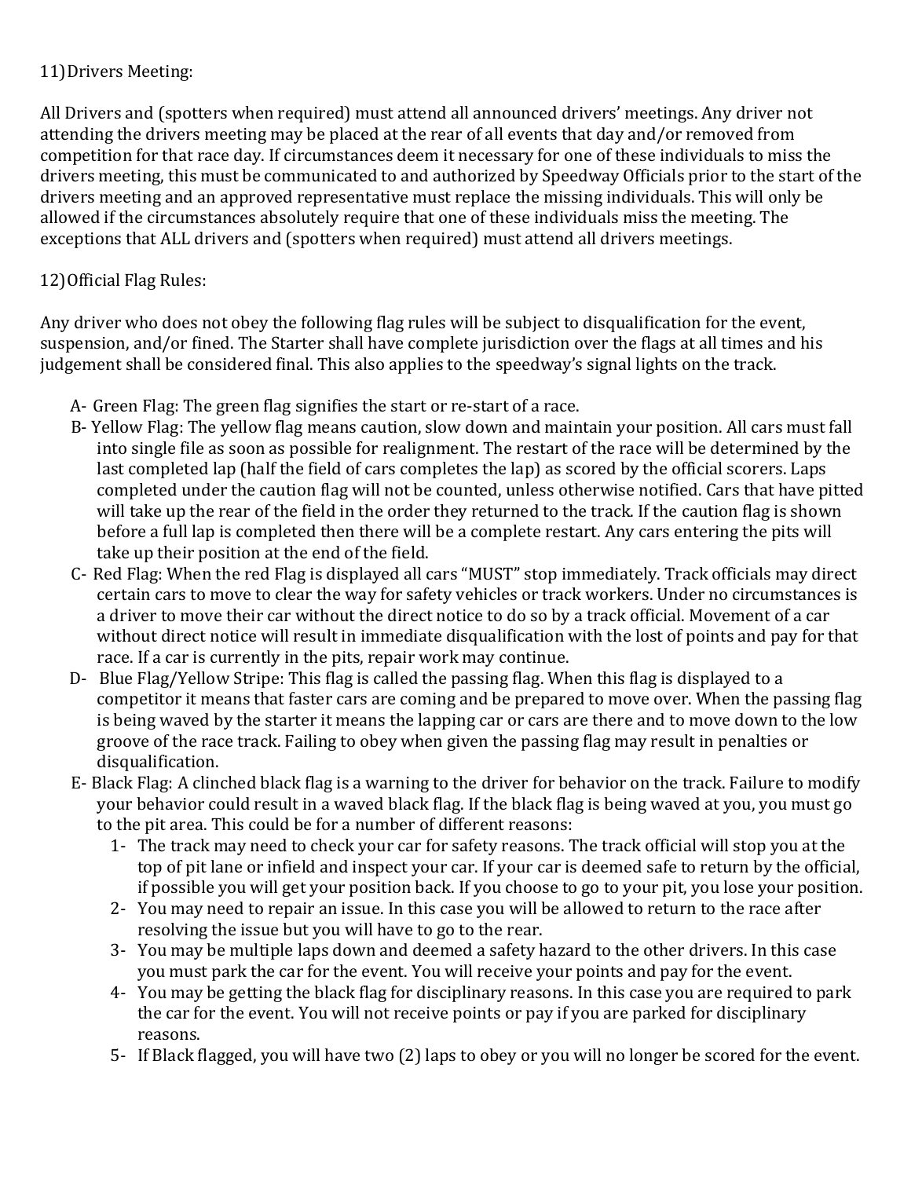11) Drivers Meeting:

All Drivers and (spotters when required) must attend all announced drivers' meetings. Any driver not attending the drivers meeting may be placed at the rear of all events that day and/or removed from competition for that race day. If circumstances deem it necessary for one of these individuals to miss the drivers meeting, this must be communicated to and authorized by Speedway Officials prior to the start of the drivers meeting and an approved representative must replace the missing individuals. This will only be allowed if the circumstances absolutely require that one of these individuals miss the meeting. The exceptions that ALL drivers and (spotters when required) must attend all drivers meetings.

12) Official Flag Rules:

Any driver who does not obey the following flag rules will be subject to disqualification for the event, suspension, and/or fined. The Starter shall have complete jurisdiction over the flags at all times and his judgement shall be considered final. This also applies to the speedway's signal lights on the track.

A- Green Flag: The green flag signifies the start or re-start of a race.

B- Yellow Flag: The yellow flag means caution, slow down and maintain your position. All cars must fall into single file as soon as possible for realignment. The restart of the race will be determined by the last completed lap (half the field of cars completes the lap) as scored by the official scorers. Laps completed under the caution flag will not be counted, unless otherwise notified. Cars that have pitted will take up the rear of the field in the order they returned to the track. If the caution flag is shown before a full lap is completed then there will be a complete restart. Any cars entering the pits will take up their position at the end of the field.

C- Red Flag: When the red Flag is displayed all cars "MUST" stop immediately. Track officials may direct certain cars to move to clear the way for safety vehicles or track workers. Under no circumstances is a driver to move their car without the direct notice to do so by a track official. Movement of a car without direct notice will result in immediate disqualification with the lost of points and pay for that race. If a car is currently in the pits, repair work may continue.

D- Blue Flag/Yellow Stripe: This flag is called the passing flag. When this flag is displayed to a competitor it means that faster cars are coming and be prepared to move over. When the passing flag is being waved by the starter it means the lapping car or cars are there and to move down to the low groove of the race track. Failing to obey when given the passing flag may result in penalties or disqualification.

E- Black Flag: A clinched black flag is a warning to the driver for behavior on the track. Failure to modify your behavior could result in a waved black flag. If the black flag is being waved at you, you must go to the pit area. This could be for a number of different reasons:

1- The track may need to check your car for safety reasons. The track official will stop you at the top of pit lane or infield and inspect your car. If your car is deemed safe to return by the official, if possible you will get your position back. If you choose to go to your pit, you lose your position.

2- You may need to repair an issue. In this case you will be allowed to return to the race after resolving the issue but you will have to go to the rear.

3- You may be multiple laps down and deemed a safety hazard to the other drivers. In this case you must park the car for the event. You will receive your points and pay for the event.

4- You may be getting the black flag for disciplinary reasons. In this case you are required to park the car for the event. You will not receive points or pay if you are parked for disciplinary reasons.

5- If Black flagged, you will have two (2) laps to obey or you will no longer be scored for the event.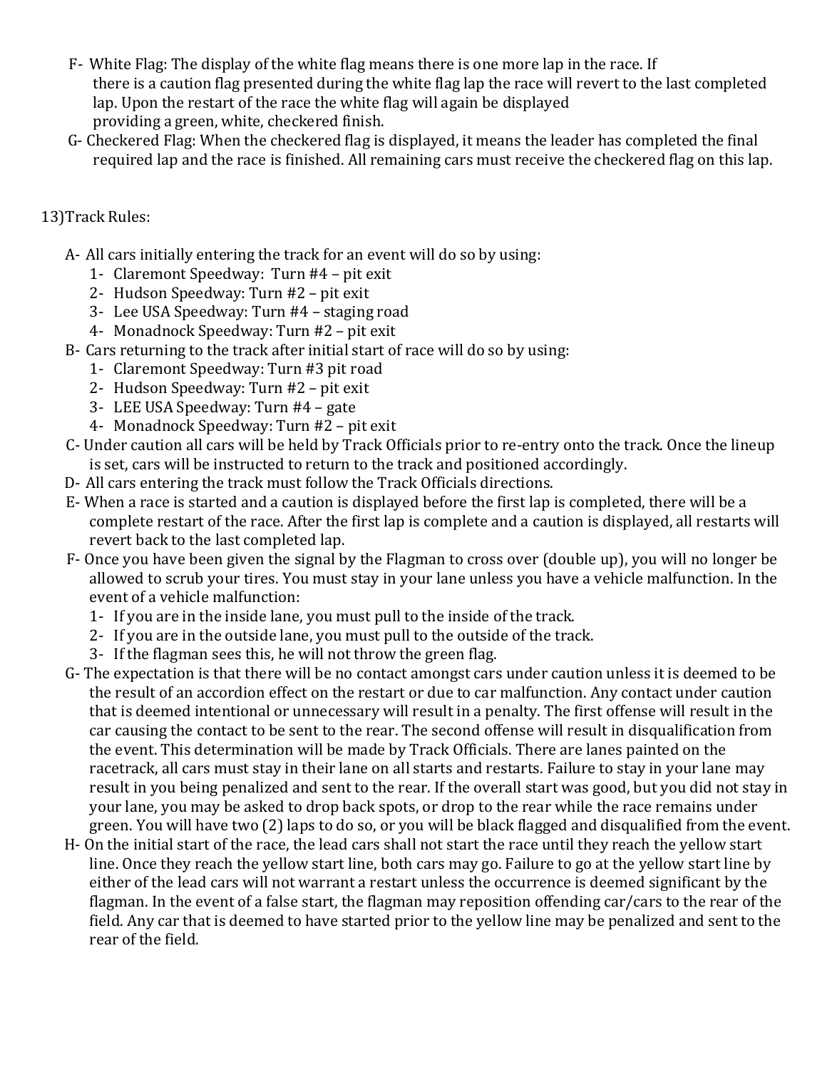F- White Flag: The display of the white flag means there is one more lap in the race. If there is a caution flag presented during the white flag lap the race will revert to the last completed lap. Upon the restart of the race the white flag will again be displayed providing a green, white, checkered finish.

G- Checkered Flag: When the checkered flag is displayed, it means the leader has completed the final required lap and the race is finished. All remaining cars must receive the checkered flag on this lap.

13) Track Rules:

A- All cars initially entering the track for an event will do so by using:

1- Claremont Speedway: Turn #4 – pit exit
2- Hudson Speedway: Turn #2 – pit exit
3- Lee USA Speedway: Turn #4 – staging road
4- Monadnock Speedway: Turn #2 – pit exit

B- Cars returning to the track after initial start of race will do so by using:

1- Claremont Speedway: Turn #3 pit road
2- Hudson Speedway: Turn #2 – pit exit
3- LEE USA Speedway: Turn #4 – gate
4- Monadnock Speedway: Turn #2 – pit exit

C- Under caution all cars will be held by Track Officials prior to re-entry onto the track. Once the lineup is set, cars will be instructed to return to the track and positioned accordingly.

D- All cars entering the track must follow the Track Officials directions.

E- When a race is started and a caution is displayed before the first lap is completed, there will be a complete restart of the race. After the first lap is complete and a caution is displayed, all restarts will revert back to the last completed lap.

F- Once you have been given the signal by the Flagman to cross over (double up), you will no longer be allowed to scrub your tires. You must stay in your lane unless you have a vehicle malfunction. In the event of a vehicle malfunction:

1- If you are in the inside lane, you must pull to the inside of the track.
2- If you are in the outside lane, you must pull to the outside of the track.
3- If the flagman sees this, he will not throw the green flag.

G- The expectation is that there will be no contact amongst cars under caution unless it is deemed to be the result of an accordion effect on the restart or due to car malfunction. Any contact under caution that is deemed intentional or unnecessary will result in a penalty. The first offense will result in the car causing the contact to be sent to the rear. The second offense will result in disqualification from the event. This determination will be made by Track Officials. There are lanes painted on the racetrack, all cars must stay in their lane on all starts and restarts. Failure to stay in your lane may result in you being penalized and sent to the rear. If the overall start was good, but you did not stay in your lane, you may be asked to drop back spots, or drop to the rear while the race remains under green. You will have two (2) laps to do so, or you will be black flagged and disqualified from the event.

H- On the initial start of the race, the lead cars shall not start the race until they reach the yellow start line. Once they reach the yellow start line, both cars may go. Failure to go at the yellow start line by either of the lead cars will not warrant a restart unless the occurrence is deemed significant by the flagman. In the event of a false start, the flagman may reposition offending car/cars to the rear of the field. Any car that is deemed to have started prior to the yellow line may be penalized and sent to the rear of the field.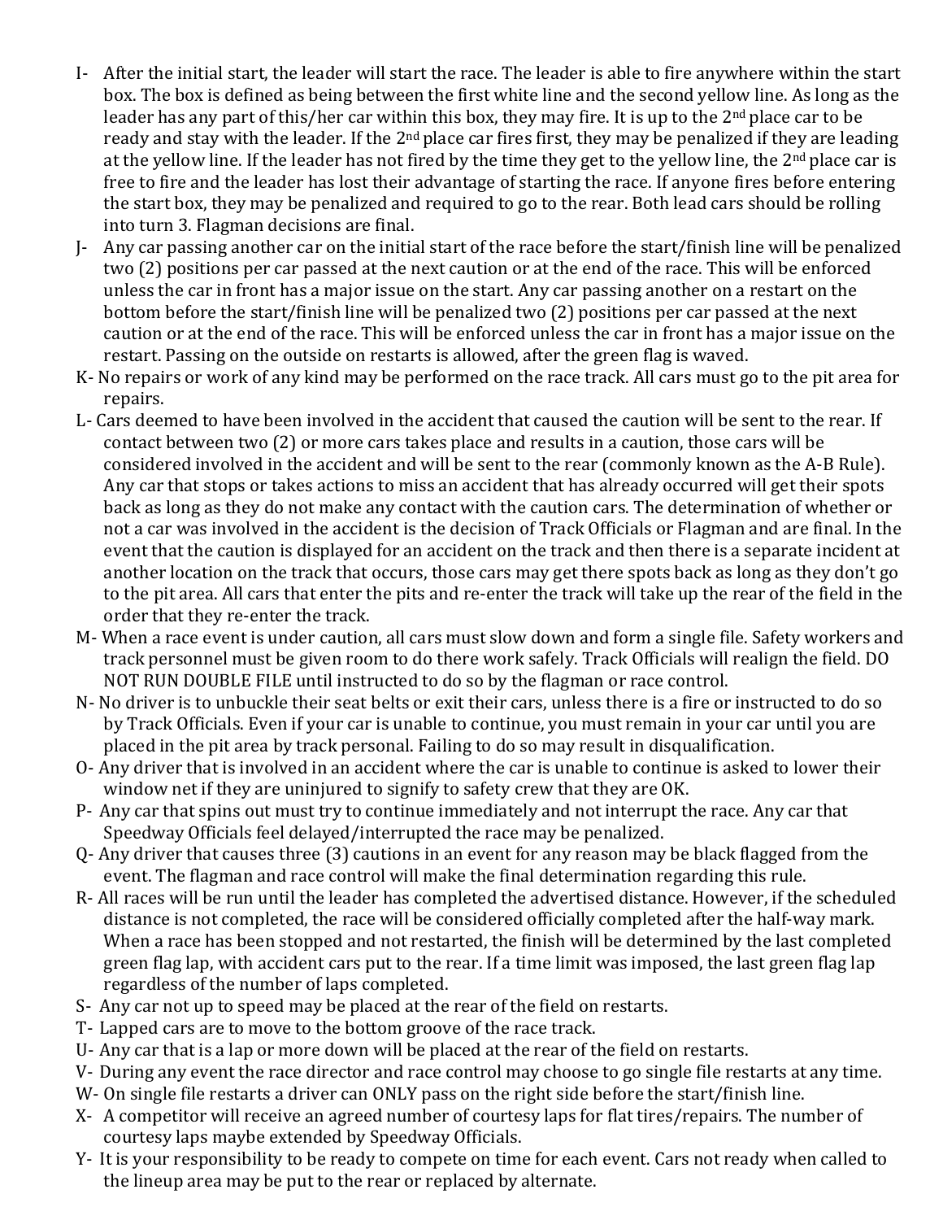I- After the initial start, the leader will start the race. The leader is able to fire anywhere within the start box. The box is defined as being between the first white line and the second yellow line. As long as the leader has any part of this/her car within this box, they may fire. It is up to the 2nd place car to be ready and stay with the leader. If the 2nd place car fires first, they may be penalized if they are leading at the yellow line. If the leader has not fired by the time they get to the yellow line, the 2nd place car is free to fire and the leader has lost their advantage of starting the race. If anyone fires before entering the start box, they may be penalized and required to go to the rear. Both lead cars should be rolling into turn 3. Flagman decisions are final.

J- Any car passing another car on the initial start of the race before the start/finish line will be penalized two (2) positions per car passed at the next caution or at the end of the race. This will be enforced unless the car in front has a major issue on the start. Any car passing another on a restart on the bottom before the start/finish line will be penalized two (2) positions per car passed at the next caution or at the end of the race. This will be enforced unless the car in front has a major issue on the restart. Passing on the outside on restarts is allowed, after the green flag is waved.

K- No repairs or work of any kind may be performed on the race track. All cars must go to the pit area for repairs.

L- Cars deemed to have been involved in the accident that caused the caution will be sent to the rear. If contact between two (2) or more cars takes place and results in a caution, those cars will be considered involved in the accident and will be sent to the rear (commonly known as the A-B Rule). Any car that stops or takes actions to miss an accident that has already occurred will get their spots back as long as they do not make any contact with the caution cars. The determination of whether or not a car was involved in the accident is the decision of Track Officials or Flagman and are final. In the event that the caution is displayed for an accident on the track and then there is a separate incident at another location on the track that occurs, those cars may get there spots back as long as they don't go to the pit area. All cars that enter the pits and re-enter the track will take up the rear of the field in the order that they re-enter the track.

M- When a race event is under caution, all cars must slow down and form a single file. Safety workers and track personnel must be given room to do there work safely. Track Officials will realign the field. DO NOT RUN DOUBLE FILE until instructed to do so by the flagman or race control.

N- No driver is to unbuckle their seat belts or exit their cars, unless there is a fire or instructed to do so by Track Officials. Even if your car is unable to continue, you must remain in your car until you are placed in the pit area by track personal. Failing to do so may result in disqualification.

O- Any driver that is involved in an accident where the car is unable to continue is asked to lower their window net if they are uninjured to signify to safety crew that they are OK.

P- Any car that spins out must try to continue immediately and not interrupt the race. Any car that Speedway Officials feel delayed/interrupted the race may be penalized.

Q- Any driver that causes three (3) cautions in an event for any reason may be black flagged from the event. The flagman and race control will make the final determination regarding this rule.

R- All races will be run until the leader has completed the advertised distance. However, if the scheduled distance is not completed, the race will be considered officially completed after the half-way mark. When a race has been stopped and not restarted, the finish will be determined by the last completed green flag lap, with accident cars put to the rear. If a time limit was imposed, the last green flag lap regardless of the number of laps completed.

S- Any car not up to speed may be placed at the rear of the field on restarts.

T- Lapped cars are to move to the bottom groove of the race track.

U- Any car that is a lap or more down will be placed at the rear of the field on restarts.

V- During any event the race director and race control may choose to go single file restarts at any time.

W- On single file restarts a driver can ONLY pass on the right side before the start/finish line.

X- A competitor will receive an agreed number of courtesy laps for flat tires/repairs. The number of courtesy laps maybe extended by Speedway Officials.

Y- It is your responsibility to be ready to compete on time for each event. Cars not ready when called to the lineup area may be put to the rear or replaced by alternate.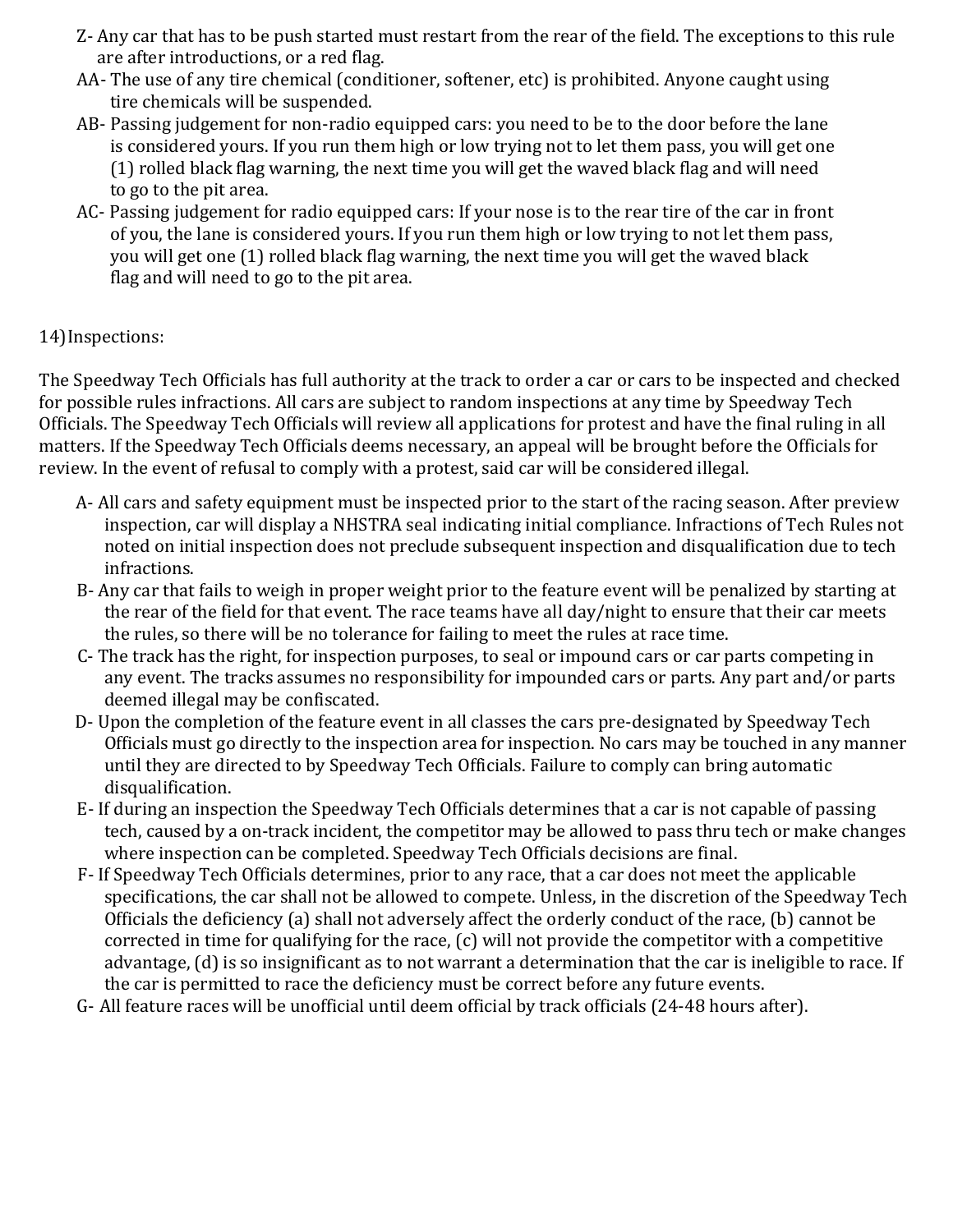Z- Any car that has to be push started must restart from the rear of the field. The exceptions to this rule are after introductions, or a red flag.

AA- The use of any tire chemical (conditioner, softener, etc) is prohibited. Anyone caught using tire chemicals will be suspended.

AB- Passing judgement for non-radio equipped cars: you need to be to the door before the lane is considered yours. If you run them high or low trying not to let them pass, you will get one (1) rolled black flag warning, the next time you will get the waved black flag and will need to go to the pit area.

AC- Passing judgement for radio equipped cars: If your nose is to the rear tire of the car in front of you, the lane is considered yours. If you run them high or low trying to not let them pass, you will get one (1) rolled black flag warning, the next time you will get the waved black flag and will need to go to the pit area.

14) Inspections:

The Speedway Tech Officials has full authority at the track to order a car or cars to be inspected and checked for possible rules infractions. All cars are subject to random inspections at any time by Speedway Tech Officials. The Speedway Tech Officials will review all applications for protest and have the final ruling in all matters. If the Speedway Tech Officials deems necessary, an appeal will be brought before the Officials for review. In the event of refusal to comply with a protest, said car will be considered illegal.

A- All cars and safety equipment must be inspected prior to the start of the racing season. After preview inspection, car will display a NHSTRA seal indicating initial compliance. Infractions of Tech Rules not noted on initial inspection does not preclude subsequent inspection and disqualification due to tech infractions.

B- Any car that fails to weigh in proper weight prior to the feature event will be penalized by starting at the rear of the field for that event. The race teams have all day/night to ensure that their car meets the rules, so there will be no tolerance for failing to meet the rules at race time.

C- The track has the right, for inspection purposes, to seal or impound cars or car parts competing in any event. The tracks assumes no responsibility for impounded cars or parts. Any part and/or parts deemed illegal may be confiscated.

D- Upon the completion of the feature event in all classes the cars pre-designated by Speedway Tech Officials must go directly to the inspection area for inspection. No cars may be touched in any manner until they are directed to by Speedway Tech Officials. Failure to comply can bring automatic disqualification.

E- If during an inspection the Speedway Tech Officials determines that a car is not capable of passing tech, caused by a on-track incident, the competitor may be allowed to pass thru tech or make changes where inspection can be completed. Speedway Tech Officials decisions are final.

F- If Speedway Tech Officials determines, prior to any race, that a car does not meet the applicable specifications, the car shall not be allowed to compete. Unless, in the discretion of the Speedway Tech Officials the deficiency (a) shall not adversely affect the orderly conduct of the race, (b) cannot be corrected in time for qualifying for the race, (c) will not provide the competitor with a competitive advantage, (d) is so insignificant as to not warrant a determination that the car is ineligible to race. If the car is permitted to race the deficiency must be correct before any future events.

G- All feature races will be unofficial until deem official by track officials (24-48 hours after).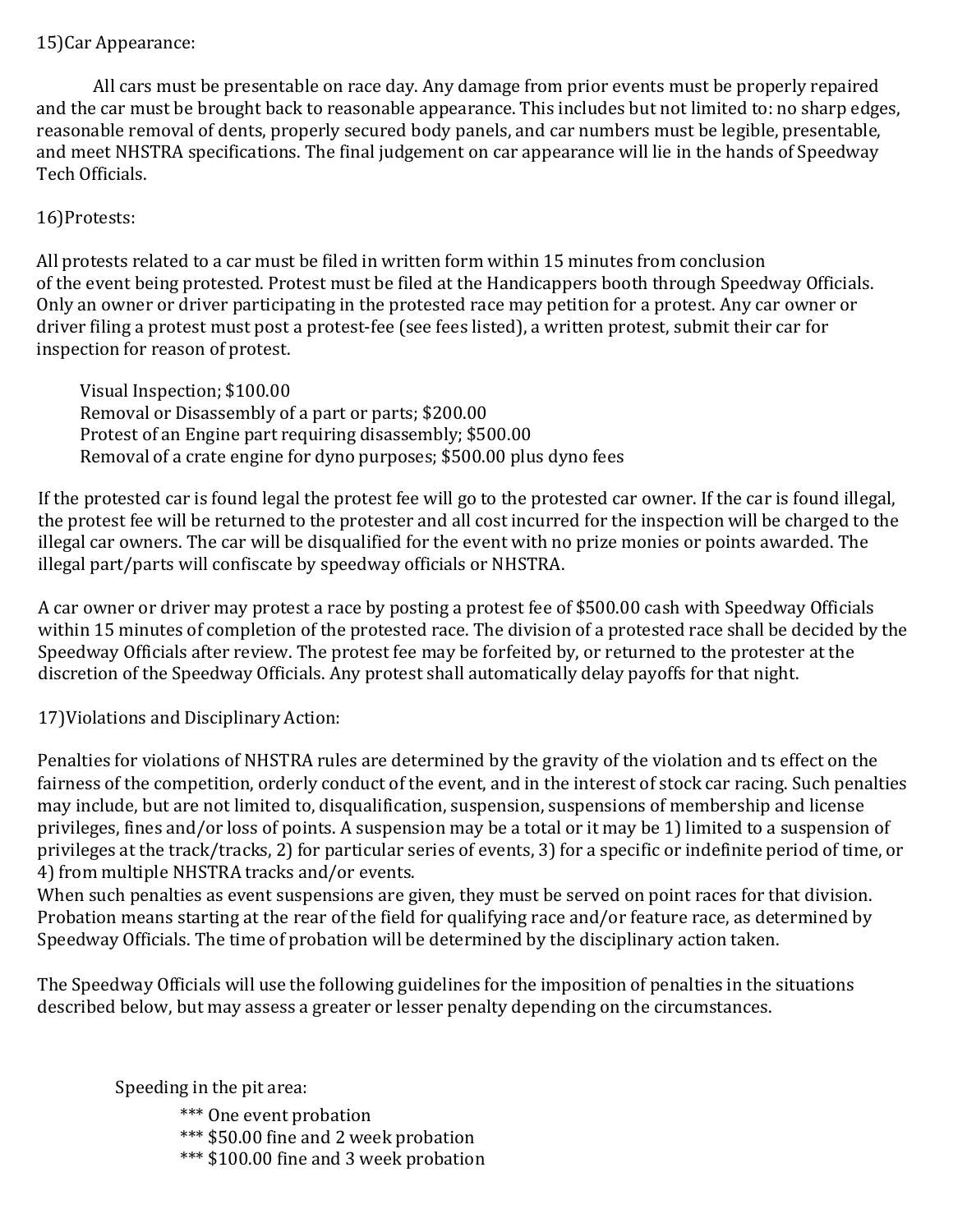15)Car Appearance:

All cars must be presentable on race day. Any damage from prior events must be properly repaired and the car must be brought back to reasonable appearance. This includes but not limited to: no sharp edges, reasonable removal of dents, properly secured body panels, and car numbers must be legible, presentable, and meet NHSTRA specifications. The final judgement on car appearance will lie in the hands of Speedway Tech Officials.

16)Protests:

All protests related to a car must be filed in written form within 15 minutes from conclusion of the event being protested. Protest must be filed at the Handicappers booth through Speedway Officials. Only an owner or driver participating in the protested race may petition for a protest. Any car owner or driver filing a protest must post a protest-fee (see fees listed), a written protest, submit their car for inspection for reason of protest.

Visual Inspection; $100.00
Removal or Disassembly of a part or parts; $200.00
Protest of an Engine part requiring disassembly; $500.00
Removal of a crate engine for dyno purposes; $500.00 plus dyno fees

If the protested car is found legal the protest fee will go to the protested car owner. If the car is found illegal, the protest fee will be returned to the protester and all cost incurred for the inspection will be charged to the illegal car owners. The car will be disqualified for the event with no prize monies or points awarded. The illegal part/parts will confiscate by speedway officials or NHSTRA.

A car owner or driver may protest a race by posting a protest fee of $500.00 cash with Speedway Officials within 15 minutes of completion of the protested race. The division of a protested race shall be decided by the Speedway Officials after review. The protest fee may be forfeited by, or returned to the protester at the discretion of the Speedway Officials. Any protest shall automatically delay payoffs for that night.

17)Violations and Disciplinary Action:

Penalties for violations of NHSTRA rules are determined by the gravity of the violation and ts effect on the fairness of the competition, orderly conduct of the event, and in the interest of stock car racing. Such penalties may include, but are not limited to, disqualification, suspension, suspensions of membership and license privileges, fines and/or loss of points. A suspension may be a total or it may be 1) limited to a suspension of privileges at the track/tracks, 2) for particular series of events, 3) for a specific or indefinite period of time, or 4) from multiple NHSTRA tracks and/or events.
When such penalties as event suspensions are given, they must be served on point races for that division. Probation means starting at the rear of the field for qualifying race and/or feature race, as determined by Speedway Officials. The time of probation will be determined by the disciplinary action taken.

The Speedway Officials will use the following guidelines for the imposition of penalties in the situations described below, but may assess a greater or lesser penalty depending on the circumstances.

Speeding in the pit area:

*** One event probation
*** $50.00 fine and 2 week probation
*** $100.00 fine and 3 week probation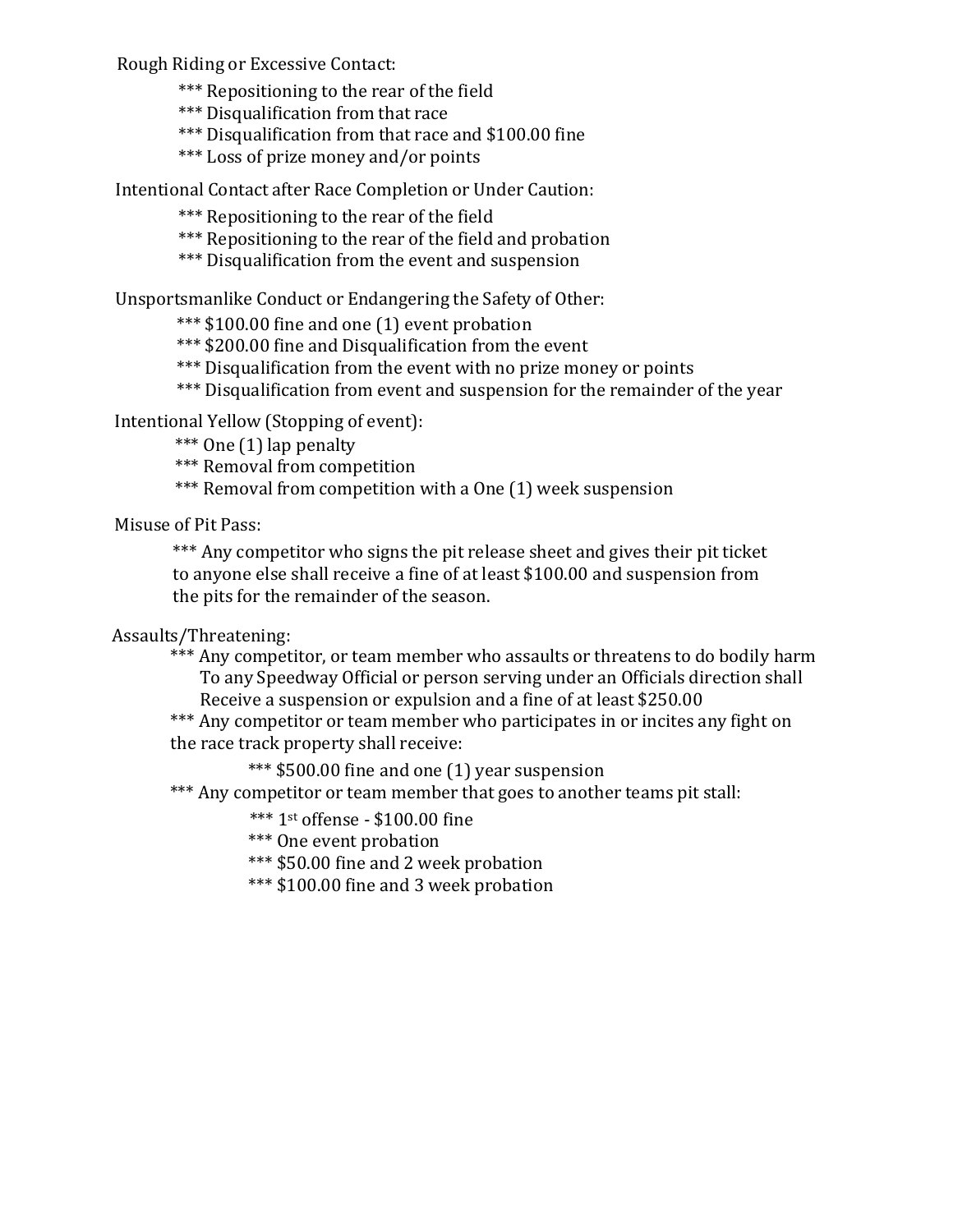Rough Riding or Excessive Contact:

*** Repositioning to the rear of the field
*** Disqualification from that race
*** Disqualification from that race and $100.00 fine
*** Loss of prize money and/or points

Intentional Contact after Race Completion or Under Caution:

*** Repositioning to the rear of the field
*** Repositioning to the rear of the field and probation
*** Disqualification from the event and suspension

Unsportsmanlike Conduct or Endangering the Safety of Other:

*** $100.00 fine and one (1) event probation
*** $200.00 fine and Disqualification from the event
*** Disqualification from the event with no prize money or points
*** Disqualification from event and suspension for the remainder of the year

Intentional Yellow (Stopping of event):

*** One (1) lap penalty
*** Removal from competition
*** Removal from competition with a One (1) week suspension

Misuse of Pit Pass:

*** Any competitor who signs the pit release sheet and gives their pit ticket to anyone else shall receive a fine of at least $100.00 and suspension from the pits for the remainder of the season.

Assaults/Threatening:

*** Any competitor, or team member who assaults or threatens to do bodily harm To any Speedway Official or person serving under an Officials direction shall Receive a suspension or expulsion and a fine of at least $250.00

*** Any competitor or team member who participates in or incites any fight on the race track property shall receive:

*** $500.00 fine and one (1) year suspension

*** Any competitor or team member that goes to another teams pit stall:

*** 1st offense - $100.00 fine
*** One event probation
*** $50.00 fine and 2 week probation
*** $100.00 fine and 3 week probation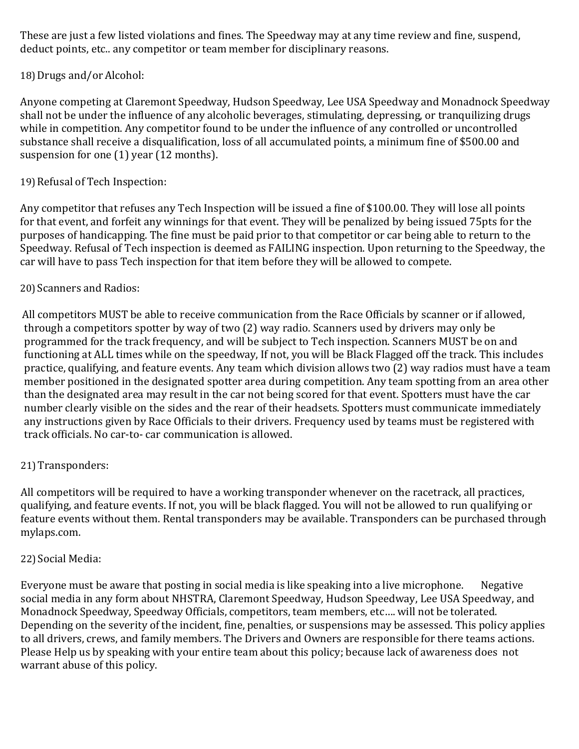These are just a few listed violations and fines. The Speedway may at any time review and fine, suspend, deduct points, etc.. any competitor or team member for disciplinary reasons.

18) Drugs and/or Alcohol:

Anyone competing at Claremont Speedway, Hudson Speedway, Lee USA Speedway and Monadnock Speedway shall not be under the influence of any alcoholic beverages, stimulating, depressing, or tranquilizing drugs while in competition. Any competitor found to be under the influence of any controlled or uncontrolled substance shall receive a disqualification, loss of all accumulated points, a minimum fine of $500.00 and suspension for one (1) year (12 months).

19) Refusal of Tech Inspection:

Any competitor that refuses any Tech Inspection will be issued a fine of $100.00. They will lose all points for that event, and forfeit any winnings for that event. They will be penalized by being issued 75pts for the purposes of handicapping. The fine must be paid prior to that competitor or car being able to return to the Speedway. Refusal of Tech inspection is deemed as FAILING inspection. Upon returning to the Speedway, the car will have to pass Tech inspection for that item before they will be allowed to compete.

20) Scanners and Radios:

All competitors MUST be able to receive communication from the Race Officials by scanner or if allowed, through a competitors spotter by way of two (2) way radio. Scanners used by drivers may only be programmed for the track frequency, and will be subject to Tech inspection. Scanners MUST be on and functioning at ALL times while on the speedway, If not, you will be Black Flagged off the track. This includes practice, qualifying, and feature events. Any team which division allows two (2) way radios must have a team member positioned in the designated spotter area during competition. Any team spotting from an area other than the designated area may result in the car not being scored for that event. Spotters must have the car number clearly visible on the sides and the rear of their headsets. Spotters must communicate immediately any instructions given by Race Officials to their drivers. Frequency used by teams must be registered with track officials. No car-to- car communication is allowed.

21) Transponders:

All competitors will be required to have a working transponder whenever on the racetrack, all practices, qualifying, and feature events. If not, you will be black flagged. You will not be allowed to run qualifying or feature events without them. Rental transponders may be available. Transponders can be purchased through mylaps.com.

22) Social Media:

Everyone must be aware that posting in social media is like speaking into a live microphone. Negative social media in any form about NHSTRA, Claremont Speedway, Hudson Speedway, Lee USA Speedway, and Monadnock Speedway, Speedway Officials, competitors, team members, etc…. will not be tolerated. Depending on the severity of the incident, fine, penalties, or suspensions may be assessed. This policy applies to all drivers, crews, and family members. The Drivers and Owners are responsible for there teams actions. Please Help us by speaking with your entire team about this policy; because lack of awareness does not warrant abuse of this policy.